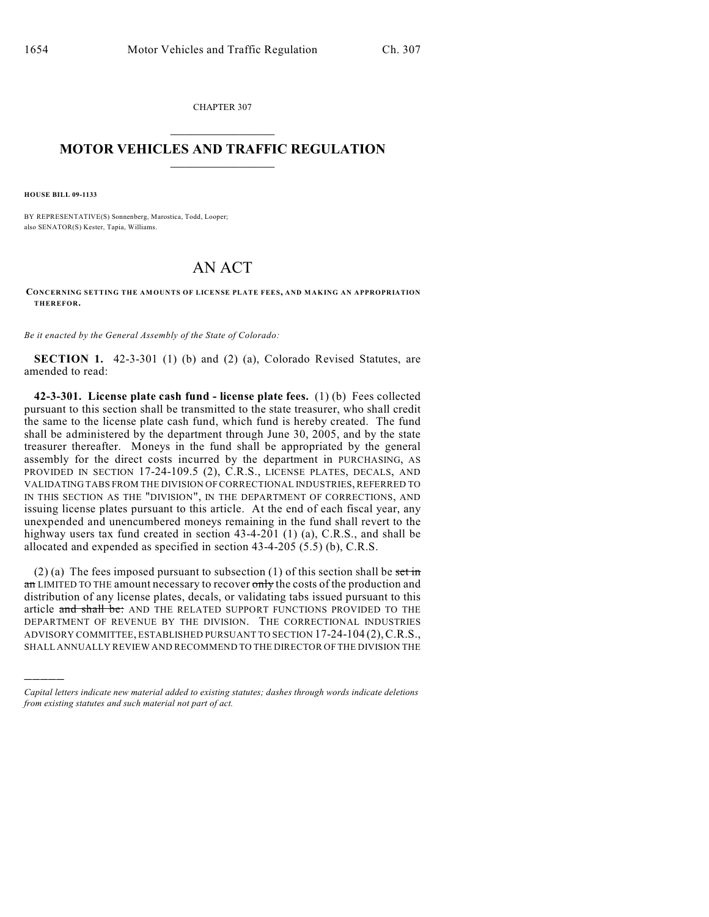CHAPTER 307

# MOTOR VEHICLES AND TRAFFIC REGULATION

**HOUSE BILL 09-1133**

BY REPRESENTATIVE(S) Sonnenberg, Marostica, Todd, Looper;
also SENATOR(S) Kester, Tapia, Williams.

# AN ACT

**CONCERNING SETTING THE AMOUNTS OF LICENSE PLATE FEES, AND MAKING AN APPROPRIATION THEREFOR.**

*Be it enacted by the General Assembly of the State of Colorado:*

**SECTION 1.** 42-3-301 (1) (b) and (2) (a), Colorado Revised Statutes, are amended to read:

**42-3-301. License plate cash fund - license plate fees.** (1) (b) Fees collected pursuant to this section shall be transmitted to the state treasurer, who shall credit the same to the license plate cash fund, which fund is hereby created. The fund shall be administered by the department through June 30, 2005, and by the state treasurer thereafter. Moneys in the fund shall be appropriated by the general assembly for the direct costs incurred by the department in PURCHASING, AS PROVIDED IN SECTION 17-24-109.5 (2), C.R.S., LICENSE PLATES, DECALS, AND VALIDATING TABS FROM THE DIVISION OF CORRECTIONAL INDUSTRIES, REFERRED TO IN THIS SECTION AS THE "DIVISION", IN THE DEPARTMENT OF CORRECTIONS, AND issuing license plates pursuant to this article. At the end of each fiscal year, any unexpended and unencumbered moneys remaining in the fund shall revert to the highway users tax fund created in section 43-4-201 (1) (a), C.R.S., and shall be allocated and expended as specified in section 43-4-205 (5.5) (b), C.R.S.

(2) (a) The fees imposed pursuant to subsection (1) of this section shall be ~~set in an~~ LIMITED TO THE amount necessary to recover ~~only~~ the costs of the production and distribution of any license plates, decals, or validating tabs issued pursuant to this article ~~and shall be:~~ AND THE RELATED SUPPORT FUNCTIONS PROVIDED TO THE DEPARTMENT OF REVENUE BY THE DIVISION. THE CORRECTIONAL INDUSTRIES ADVISORY COMMITTEE, ESTABLISHED PURSUANT TO SECTION 17-24-104 (2), C.R.S., SHALL ANNUALLY REVIEW AND RECOMMEND TO THE DIRECTOR OF THE DIVISION THE

---

*Capital letters indicate new material added to existing statutes; dashes through words indicate deletions from existing statutes and such material not part of act.*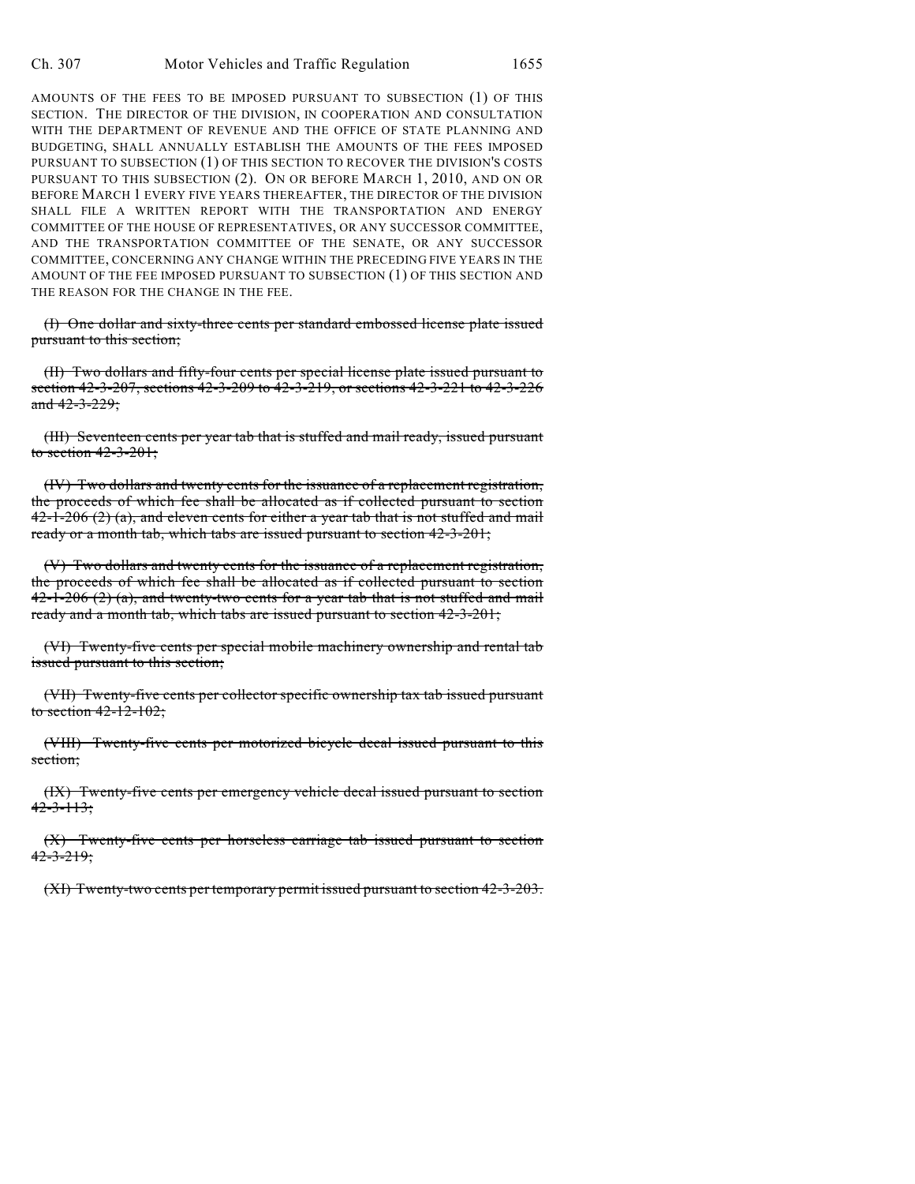AMOUNTS OF THE FEES TO BE IMPOSED PURSUANT TO SUBSECTION (1) OF THIS SECTION. THE DIRECTOR OF THE DIVISION, IN COOPERATION AND CONSULTATION WITH THE DEPARTMENT OF REVENUE AND THE OFFICE OF STATE PLANNING AND BUDGETING, SHALL ANNUALLY ESTABLISH THE AMOUNTS OF THE FEES IMPOSED PURSUANT TO SUBSECTION (1) OF THIS SECTION TO RECOVER THE DIVISION'S COSTS PURSUANT TO THIS SUBSECTION (2). ON OR BEFORE MARCH 1, 2010, AND ON OR BEFORE MARCH 1 EVERY FIVE YEARS THEREAFTER, THE DIRECTOR OF THE DIVISION SHALL FILE A WRITTEN REPORT WITH THE TRANSPORTATION AND ENERGY COMMITTEE OF THE HOUSE OF REPRESENTATIVES, OR ANY SUCCESSOR COMMITTEE, AND THE TRANSPORTATION COMMITTEE OF THE SENATE, OR ANY SUCCESSOR COMMITTEE, CONCERNING ANY CHANGE WITHIN THE PRECEDING FIVE YEARS IN THE AMOUNT OF THE FEE IMPOSED PURSUANT TO SUBSECTION (1) OF THIS SECTION AND THE REASON FOR THE CHANGE IN THE FEE.

~~(I) One dollar and sixty-three cents per standard embossed license plate issued pursuant to this section;~~

~~(II) Two dollars and fifty-four cents per special license plate issued pursuant to section 42-3-207, sections 42-3-209 to 42-3-219, or sections 42-3-221 to 42-3-226 and 42-3-229;~~

~~(III) Seventeen cents per year tab that is stuffed and mail ready, issued pursuant to section 42-3-201;~~

~~(IV) Two dollars and twenty cents for the issuance of a replacement registration, the proceeds of which fee shall be allocated as if collected pursuant to section 42-1-206 (2) (a), and eleven cents for either a year tab that is not stuffed and mail ready or a month tab, which tabs are issued pursuant to section 42-3-201;~~

~~(V) Two dollars and twenty cents for the issuance of a replacement registration, the proceeds of which fee shall be allocated as if collected pursuant to section 42-1-206 (2) (a), and twenty-two cents for a year tab that is not stuffed and mail ready and a month tab, which tabs are issued pursuant to section 42-3-201;~~

~~(VI) Twenty-five cents per special mobile machinery ownership and rental tab issued pursuant to this section;~~

~~(VII) Twenty-five cents per collector specific ownership tax tab issued pursuant to section 42-12-102;~~

~~(VIII) Twenty-five cents per motorized bicycle decal issued pursuant to this section;~~

~~(IX) Twenty-five cents per emergency vehicle decal issued pursuant to section 42-3-113;~~

~~(X) Twenty-five cents per horseless carriage tab issued pursuant to section 42-3-219;~~

~~(XI) Twenty-two cents per temporary permit issued pursuant to section 42-3-203.~~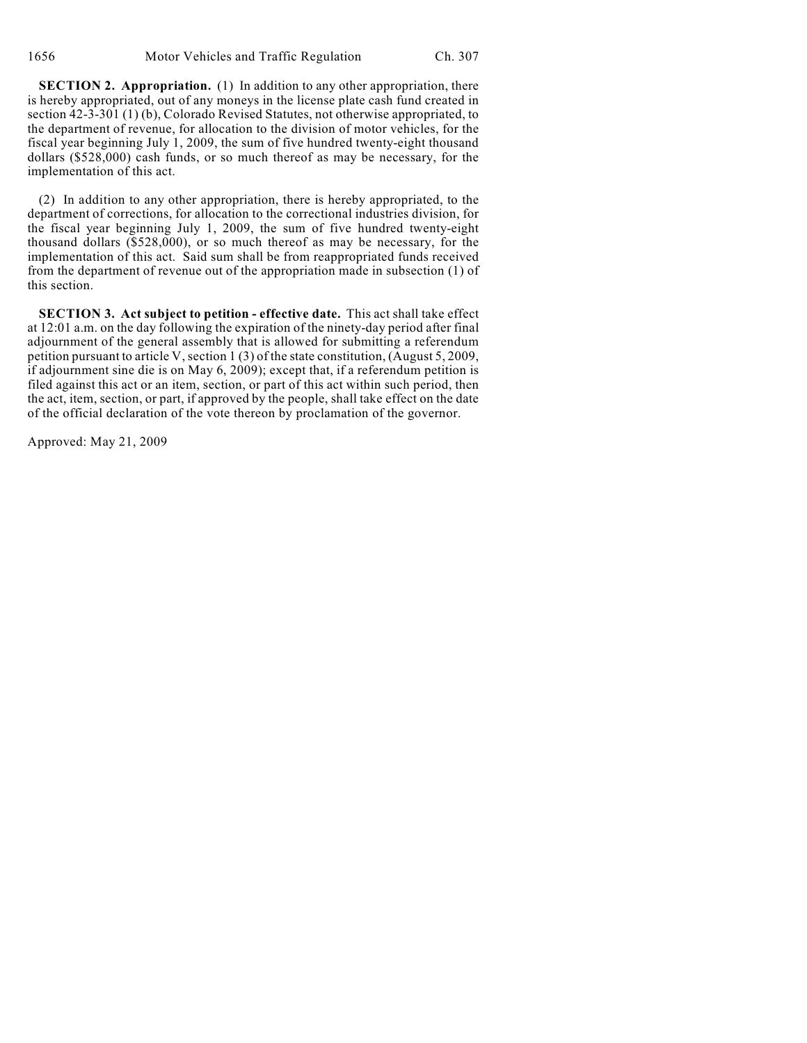**SECTION 2. Appropriation.** (1) In addition to any other appropriation, there is hereby appropriated, out of any moneys in the license plate cash fund created in section 42-3-301 (1) (b), Colorado Revised Statutes, not otherwise appropriated, to the department of revenue, for allocation to the division of motor vehicles, for the fiscal year beginning July 1, 2009, the sum of five hundred twenty-eight thousand dollars ($528,000) cash funds, or so much thereof as may be necessary, for the implementation of this act.

(2) In addition to any other appropriation, there is hereby appropriated, to the department of corrections, for allocation to the correctional industries division, for the fiscal year beginning July 1, 2009, the sum of five hundred twenty-eight thousand dollars ($528,000), or so much thereof as may be necessary, for the implementation of this act. Said sum shall be from reappropriated funds received from the department of revenue out of the appropriation made in subsection (1) of this section.

**SECTION 3. Act subject to petition - effective date.** This act shall take effect at 12:01 a.m. on the day following the expiration of the ninety-day period after final adjournment of the general assembly that is allowed for submitting a referendum petition pursuant to article V, section 1 (3) of the state constitution, (August 5, 2009, if adjournment sine die is on May 6, 2009); except that, if a referendum petition is filed against this act or an item, section, or part of this act within such period, then the act, item, section, or part, if approved by the people, shall take effect on the date of the official declaration of the vote thereon by proclamation of the governor.

Approved: May 21, 2009